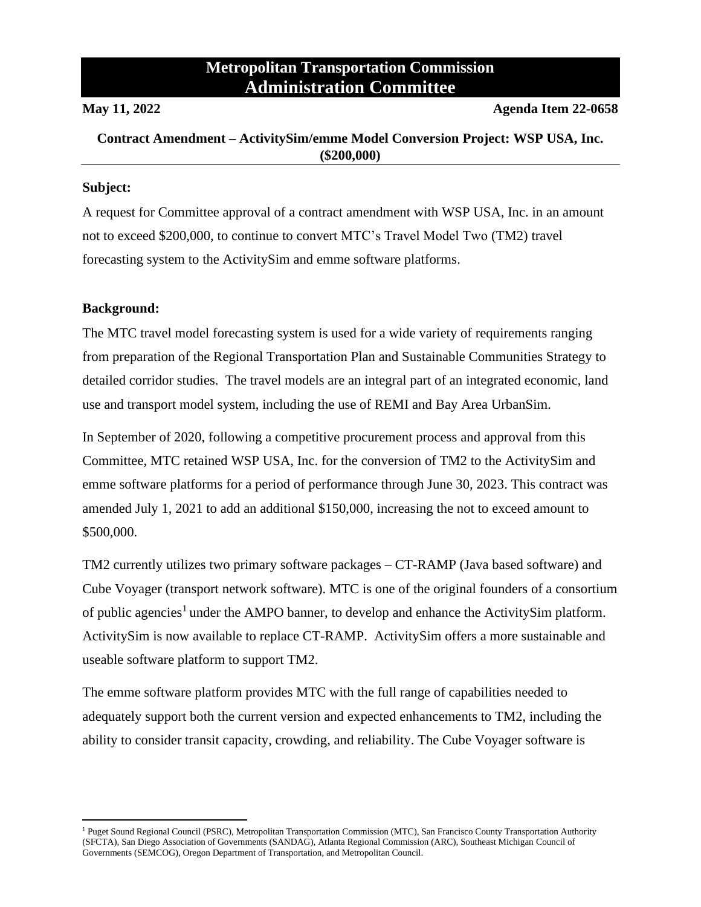# Metropolitan Transportation Commission
# Administration Committee

**May 11, 2022** **Agenda Item 22-0658**

**Contract Amendment – ActivitySim/emme Model Conversion Project: WSP USA, Inc. ($200,000)**

**Subject:**

A request for Committee approval of a contract amendment with WSP USA, Inc. in an amount not to exceed $200,000, to continue to convert MTC's Travel Model Two (TM2) travel forecasting system to the ActivitySim and emme software platforms.

**Background:**

The MTC travel model forecasting system is used for a wide variety of requirements ranging from preparation of the Regional Transportation Plan and Sustainable Communities Strategy to detailed corridor studies. The travel models are an integral part of an integrated economic, land use and transport model system, including the use of REMI and Bay Area UrbanSim.

In September of 2020, following a competitive procurement process and approval from this Committee, MTC retained WSP USA, Inc. for the conversion of TM2 to the ActivitySim and emme software platforms for a period of performance through June 30, 2023. This contract was amended July 1, 2021 to add an additional $150,000, increasing the not to exceed amount to $500,000.

TM2 currently utilizes two primary software packages – CT-RAMP (Java based software) and Cube Voyager (transport network software). MTC is one of the original founders of a consortium of public agencies[1] under the AMPO banner, to develop and enhance the ActivitySim platform. ActivitySim is now available to replace CT-RAMP. ActivitySim offers a more sustainable and useable software platform to support TM2.

The emme software platform provides MTC with the full range of capabilities needed to adequately support both the current version and expected enhancements to TM2, including the ability to consider transit capacity, crowding, and reliability. The Cube Voyager software is

[1] Puget Sound Regional Council (PSRC), Metropolitan Transportation Commission (MTC), San Francisco County Transportation Authority (SFCTA), San Diego Association of Governments (SANDAG), Atlanta Regional Commission (ARC), Southeast Michigan Council of Governments (SEMCOG), Oregon Department of Transportation, and Metropolitan Council.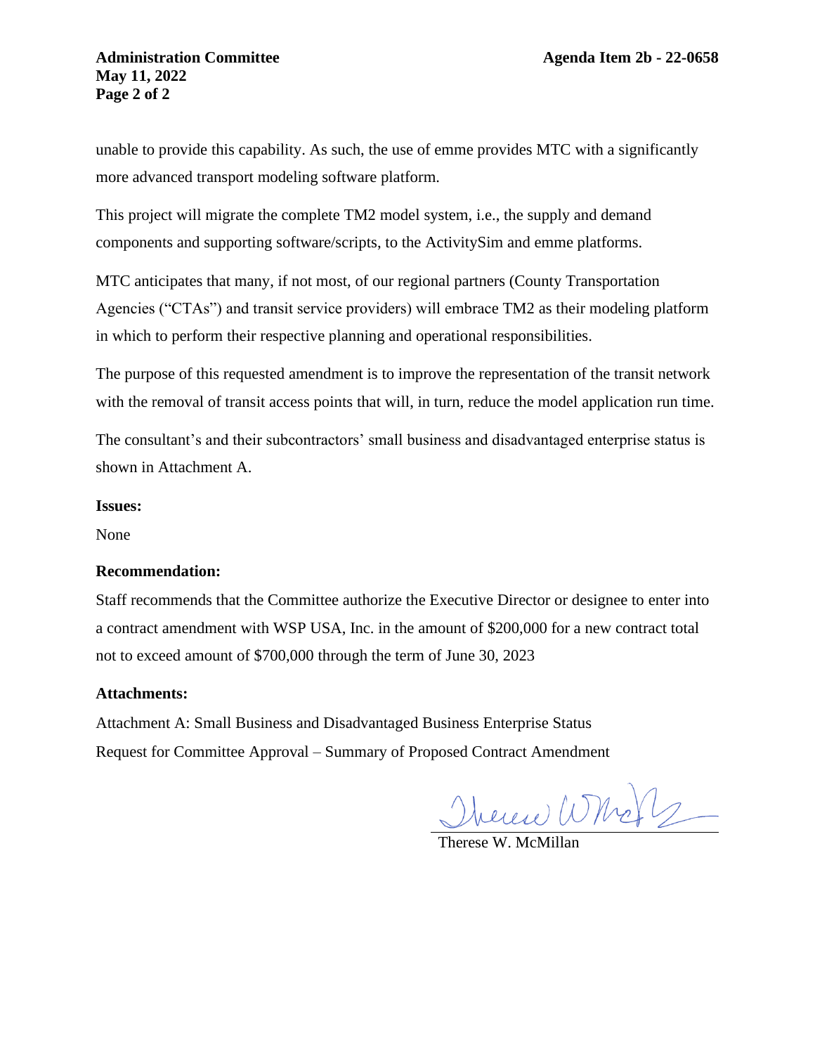unable to provide this capability. As such, the use of emme provides MTC with a significantly more advanced transport modeling software platform.

This project will migrate the complete TM2 model system, i.e., the supply and demand components and supporting software/scripts, to the ActivitySim and emme platforms.

MTC anticipates that many, if not most, of our regional partners (County Transportation Agencies ("CTAs") and transit service providers) will embrace TM2 as their modeling platform in which to perform their respective planning and operational responsibilities.

The purpose of this requested amendment is to improve the representation of the transit network with the removal of transit access points that will, in turn, reduce the model application run time.

The consultant's and their subcontractors' small business and disadvantaged enterprise status is shown in Attachment A.

**Issues:**

None

**Recommendation:**

Staff recommends that the Committee authorize the Executive Director or designee to enter into a contract amendment with WSP USA, Inc. in the amount of $200,000 for a new contract total not to exceed amount of $700,000 through the term of June 30, 2023

**Attachments:**

Attachment A: Small Business and Disadvantaged Business Enterprise Status

Request for Committee Approval – Summary of Proposed Contract Amendment

Therese W. McMillan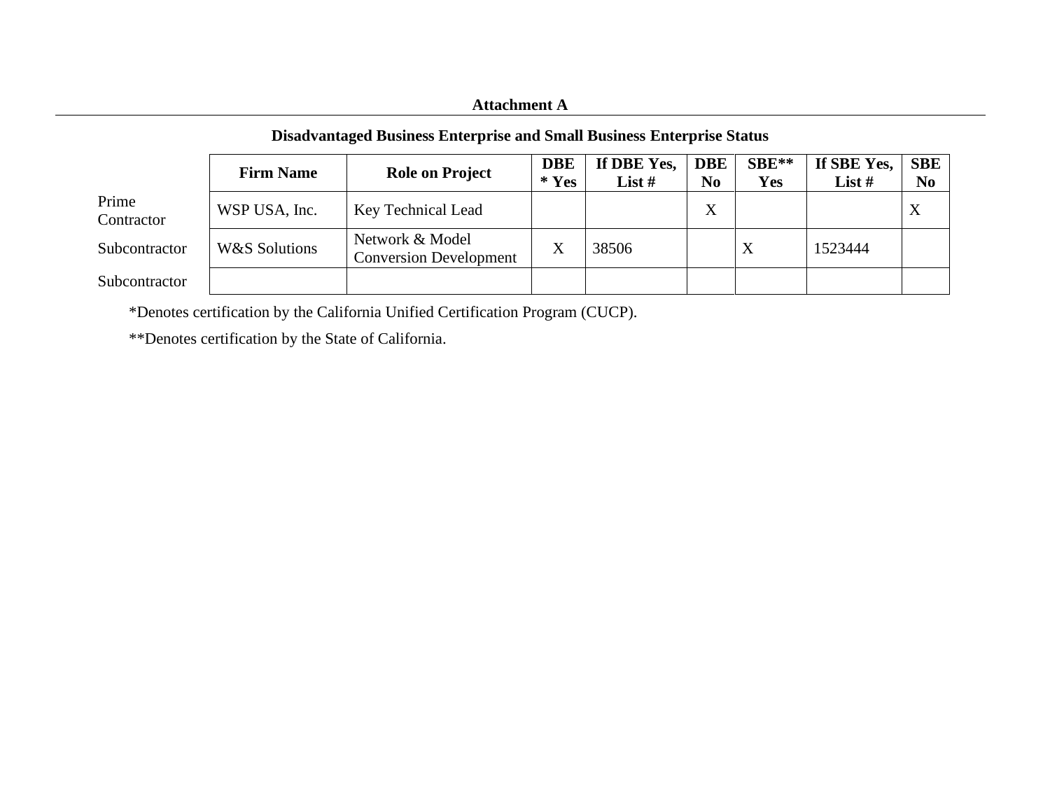**Attachment A**

**Disadvantaged Business Enterprise and Small Business Enterprise Status**

| | Firm Name | Role on Project | DBE * Yes | If DBE Yes, List # | DBE No | SBE** Yes | If SBE Yes, List # | SBE No |
|---|---|---|---|---|---|---|---|---|
| Prime Contractor | WSP USA, Inc. | Key Technical Lead | | | X | | | X |
| Subcontractor | W&S Solutions | Network & Model Conversion Development | X | 38506 | | X | 1523444 | |
| Subcontractor | | | | | | | | |

*Denotes certification by the California Unified Certification Program (CUCP).

**Denotes certification by the State of California.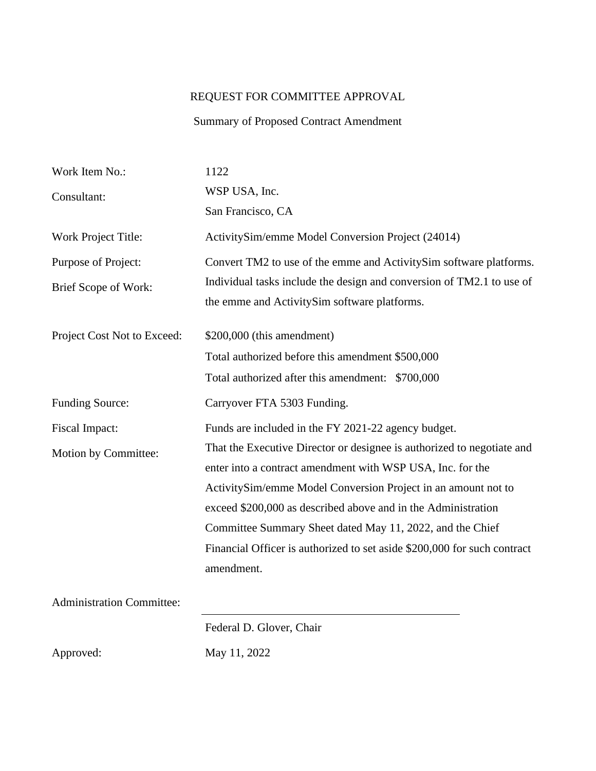REQUEST FOR COMMITTEE APPROVAL

Summary of Proposed Contract Amendment

| | |
|---|---|
| Work Item No.: | 1122 |
| Consultant: | WSP USA, Inc.<br>San Francisco, CA |
| Work Project Title: | ActivitySim/emme Model Conversion Project (24014) |
| Purpose of Project: | Convert TM2 to use of the emme and ActivitySim software platforms. |
| Brief Scope of Work: | Individual tasks include the design and conversion of TM2.1 to use of the emme and ActivitySim software platforms. |
| Project Cost Not to Exceed: | $200,000 (this amendment)<br>Total authorized before this amendment $500,000<br>Total authorized after this amendment: $700,000 |
| Funding Source: | Carryover FTA 5303 Funding. |
| Fiscal Impact: | Funds are included in the FY 2021-22 agency budget. |
| Motion by Committee: | That the Executive Director or designee is authorized to negotiate and enter into a contract amendment with WSP USA, Inc. for the ActivitySim/emme Model Conversion Project in an amount not to exceed $200,000 as described above and in the Administration Committee Summary Sheet dated May 11, 2022, and the Chief Financial Officer is authorized to set aside $200,000 for such contract amendment. |
| Administration Committee: | _______________________________<br>Federal D. Glover, Chair |
| Approved: | May 11, 2022 |